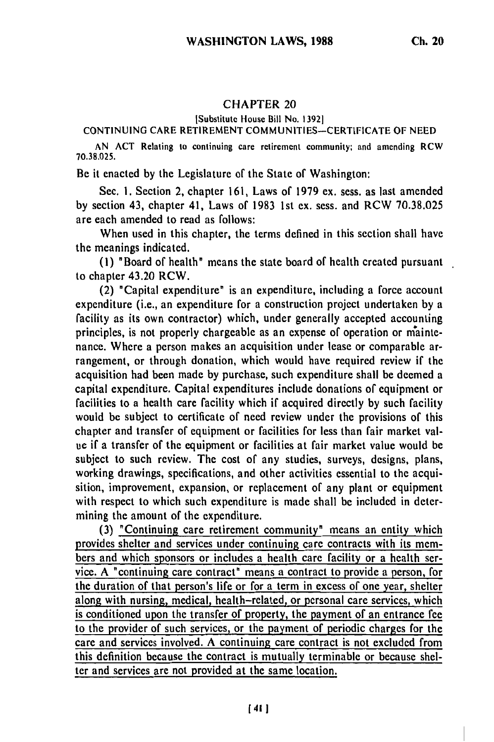## CHAPTER 20

[Substitute House Bill No. 1392]

CONTINUING CARE RETIREMENT COMMUNITIES—CERTIFICATE OF NEED

AN ACT Relating to continuing care retirement community; and amending RCW 70.38.025.

Be it enacted by the Legislature of the State of Washington:

Sec. 1. Section 2, chapter 161, Laws of 1979 ex. sess. as last amended by section 43, chapter 41, Laws of 1983 1st ex. sess. and RCW 70.38.025 are each amended to read as follows:

When used in this chapter, the terms defined in this section shall have the meanings indicated.

(1) "Board of health" means the state board of health created pursuant to chapter 43.20 RCW.

(2) "Capital expenditure" is an expenditure, including a force account expenditure (i.e., an expenditure for a construction project undertaken by a facility as its own contractor) which, under generally accepted accounting principles, is not properly chargeable as an expense of operation or maintenance. Where a person makes an acquisition under lease or comparable arrangement, or through donation, which would have required review if the acquisition had been made by purchase, such expenditure shall be deemed a capital expenditure. Capital expenditures include donations of equipment or facilities to a health care facility which if acquired directly by such facility would be subject to certificate of need review under the provisions of this chapter and transfer of equipment or facilities for less than fair market value if a transfer of the equipment or facilities at fair market value would be subject to such review. The cost of any studies, surveys, designs, plans, working drawings, specifications, and other activities essential to the acquisition, improvement, expansion, or replacement of any plant or equipment with respect to which such expenditure is made shall be included in determining the amount of the expenditure.

(3) <u>"Continuing care retirement community" means an entity which provides shelter and services under continuing care contracts with its members and which sponsors or includes a health care facility or a health service. A "continuing care contract" means a contract to provide a person, for the duration of that person's life or for a term in excess of one year, shelter along with nursing, medical, health-related, or personal care services, which is conditioned upon the transfer of property, the payment of an entrance fee to the provider of such services, or the payment of periodic charges for the care and services involved. A continuing care contract is not excluded from this definition because the contract is mutually terminable or because shelter and services are not provided at the same location.</u>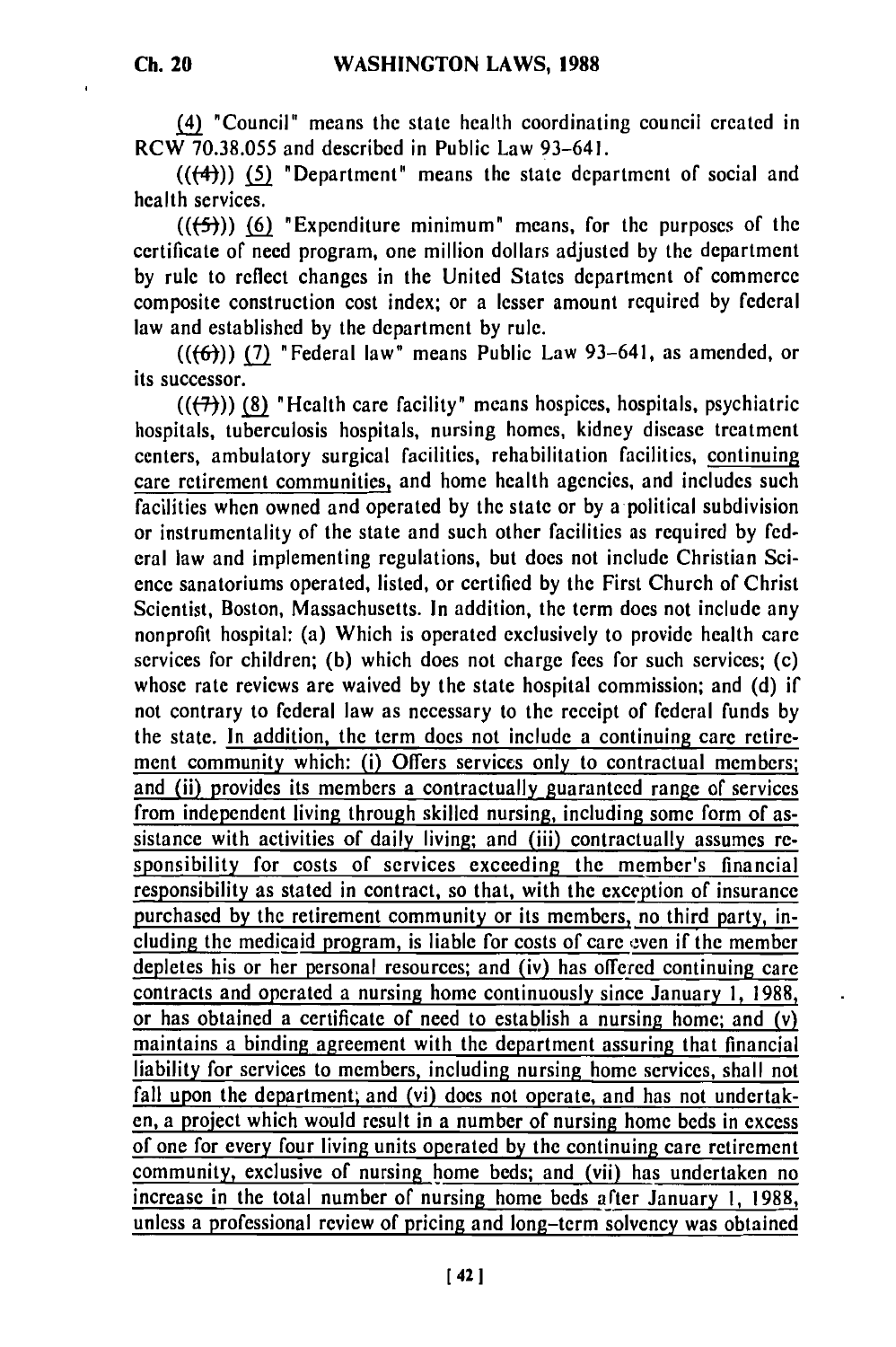(4) "Council" means the state health coordinating council created in RCW 70.38.055 and described in Public Law 93-641.

(((4))) (5) "Department" means the state department of social and health services.

(((5))) (6) "Expenditure minimum" means, for the purposes of the certificate of need program, one million dollars adjusted by the department by rule to reflect changes in the United States department of commerce composite construction cost index; or a lesser amount required by federal law and established by the department by rule.

(((6))) (7) "Federal law" means Public Law 93-641, as amended, or its successor.

(((7))) (8) "Health care facility" means hospices, hospitals, psychiatric hospitals, tuberculosis hospitals, nursing homes, kidney disease treatment centers, ambulatory surgical facilities, rehabilitation facilities, continuing care retirement communities, and home health agencies, and includes such facilities when owned and operated by the state or by a political subdivision or instrumentality of the state and such other facilities as required by federal law and implementing regulations, but does not include Christian Science sanatoriums operated, listed, or certified by the First Church of Christ Scientist, Boston, Massachusetts. In addition, the term does not include any nonprofit hospital: (a) Which is operated exclusively to provide health care services for children; (b) which does not charge fees for such services; (c) whose rate reviews are waived by the state hospital commission; and (d) if not contrary to federal law as necessary to the receipt of federal funds by the state. In addition, the term does not include a continuing care retirement community which: (i) Offers services only to contractual members; and (ii) provides its members a contractually guaranteed range of services from independent living through skilled nursing, including some form of assistance with activities of daily living; and (iii) contractually assumes responsibility for costs of services exceeding the member's financial responsibility as stated in contract, so that, with the exception of insurance purchased by the retirement community or its members, no third party, including the medicaid program, is liable for costs of care even if the member depletes his or her personal resources; and (iv) has offered continuing care contracts and operated a nursing home continuously since January 1, 1988, or has obtained a certificate of need to establish a nursing home; and (v) maintains a binding agreement with the department assuring that financial liability for services to members, including nursing home services, shall not fall upon the department; and (vi) does not operate, and has not undertaken, a project which would result in a number of nursing home beds in excess of one for every four living units operated by the continuing care retirement community, exclusive of nursing home beds; and (vii) has undertaken no increase in the total number of nursing home beds after January 1, 1988, unless a professional review of pricing and long-term solvency was obtained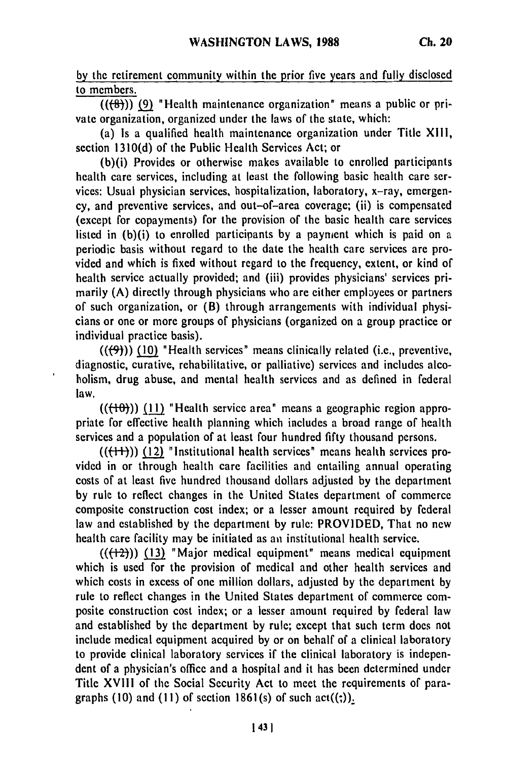by the retirement community within the prior five years and fully disclosed to members.

(((8))) (9) "Health maintenance organization" means a public or private organization, organized under the laws of the state, which:

(a) Is a qualified health maintenance organization under Title XIII, section 1310(d) of the Public Health Services Act; or

(b)(i) Provides or otherwise makes available to enrolled participants health care services, including at least the following basic health care services: Usual physician services, hospitalization, laboratory, x-ray, emergency, and preventive services, and out-of-area coverage; (ii) is compensated (except for copayments) for the provision of the basic health care services listed in (b)(i) to enrolled participants by a payment which is paid on a periodic basis without regard to the date the health care services are provided and which is fixed without regard to the frequency, extent, or kind of health service actually provided; and (iii) provides physicians' services primarily (A) directly through physicians who are either employees or partners of such organization, or (B) through arrangements with individual physicians or one or more groups of physicians (organized on a group practice or individual practice basis).

(((9))) (10) "Health services" means clinically related (i.e., preventive, diagnostic, curative, rehabilitative, or palliative) services and includes alcoholism, drug abuse, and mental health services and as defined in federal law.

(((10))) (11) "Health service area" means a geographic region appropriate for effective health planning which includes a broad range of health services and a population of at least four hundred fifty thousand persons.

(((11))) (12) "Institutional health services" means health services provided in or through health care facilities and entailing annual operating costs of at least five hundred thousand dollars adjusted by the department by rule to reflect changes in the United States department of commerce composite construction cost index; or a lesser amount required by federal law and established by the department by rule: PROVIDED, That no new health care facility may be initiated as an institutional health service.

(((12))) (13) "Major medical equipment" means medical equipment which is used for the provision of medical and other health services and which costs in excess of one million dollars, adjusted by the department by rule to reflect changes in the United States department of commerce composite construction cost index; or a lesser amount required by federal law and established by the department by rule; except that such term does not include medical equipment acquired by or on behalf of a clinical laboratory to provide clinical laboratory services if the clinical laboratory is independent of a physician's office and a hospital and it has been determined under Title XVIII of the Social Security Act to meet the requirements of paragraphs (10) and (11) of section 1861(s) of such act((;)).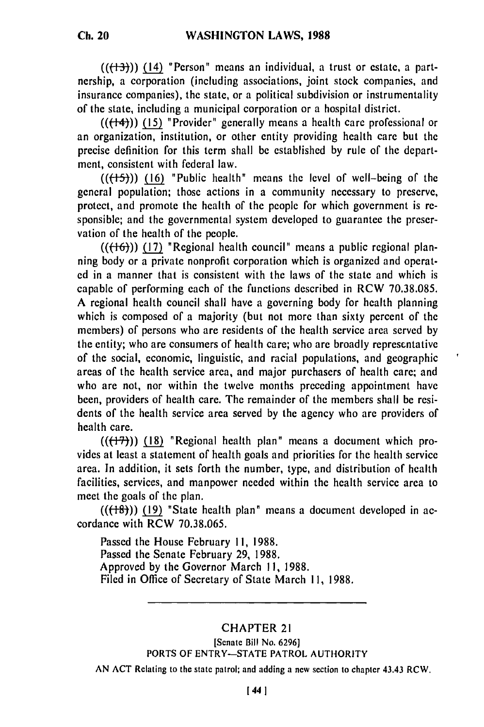((~~(13)~~)) (14) "Person" means an individual, a trust or estate, a partnership, a corporation (including associations, joint stock companies, and insurance companies), the state, or a political subdivision or instrumentality of the state, including a municipal corporation or a hospital district.

((~~(14)~~)) (15) "Provider" generally means a health care professional or an organization, institution, or other entity providing health care but the precise definition for this term shall be established by rule of the department, consistent with federal law.

((~~(15)~~)) (16) "Public health" means the level of well-being of the general population; those actions in a community necessary to preserve, protect, and promote the health of the people for which government is responsible; and the governmental system developed to guarantee the preservation of the health of the people.

((~~(16)~~)) (17) "Regional health council" means a public regional planning body or a private nonprofit corporation which is organized and operated in a manner that is consistent with the laws of the state and which is capable of performing each of the functions described in RCW 70.38.085. A regional health council shall have a governing body for health planning which is composed of a majority (but not more than sixty percent of the members) of persons who are residents of the health service area served by the entity; who are consumers of health care; who are broadly representative of the social, economic, linguistic, and racial populations, and geographic areas of the health service area, and major purchasers of health care; and who are not, nor within the twelve months preceding appointment have been, providers of health care. The remainder of the members shall be residents of the health service area served by the agency who are providers of health care.

((~~(17)~~)) (18) "Regional health plan" means a document which provides at least a statement of health goals and priorities for the health service area. In addition, it sets forth the number, type, and distribution of health facilities, services, and manpower needed within the health service area to meet the goals of the plan.

((~~(18)~~)) (19) "State health plan" means a document developed in accordance with RCW 70.38.065.

Passed the House February 11, 1988.
Passed the Senate February 29, 1988.
Approved by the Governor March 11, 1988.
Filed in Office of Secretary of State March 11, 1988.

---

## CHAPTER 21

[Senate Bill No. 6296]

PORTS OF ENTRY—STATE PATROL AUTHORITY

AN ACT Relating to the state patrol; and adding a new section to chapter 43.43 RCW.